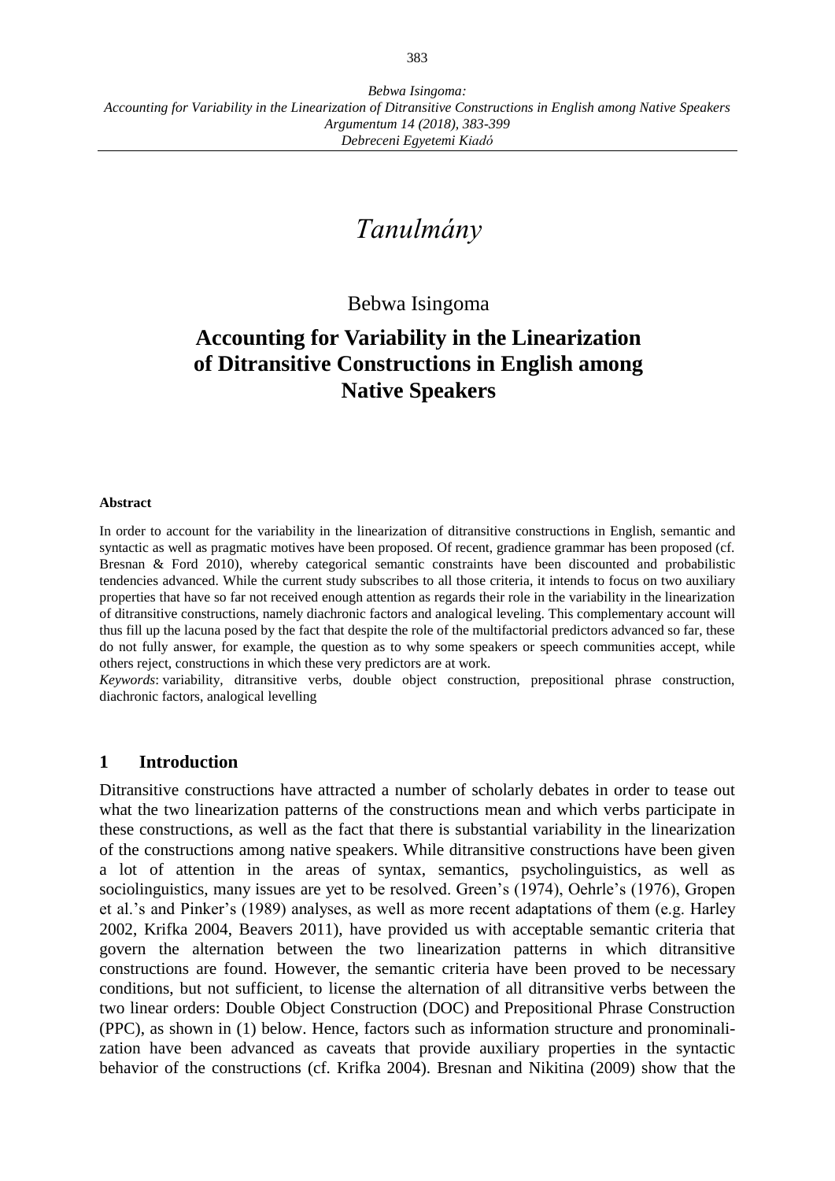*Tanulmány*

Bebwa Isingoma

# Accounting for Variability in the Linearization of Ditransitive Constructions in English among Native Speakers

**Abstract**

In order to account for the variability in the linearization of ditransitive constructions in English, semantic and syntactic as well as pragmatic motives have been proposed. Of recent, gradience grammar has been proposed (cf. Bresnan & Ford 2010), whereby categorical semantic constraints have been discounted and probabilistic tendencies advanced. While the current study subscribes to all those criteria, it intends to focus on two auxiliary properties that have so far not received enough attention as regards their role in the variability in the linearization of ditransitive constructions, namely diachronic factors and analogical leveling. This complementary account will thus fill up the lacuna posed by the fact that despite the role of the multifactorial predictors advanced so far, these do not fully answer, for example, the question as to why some speakers or speech communities accept, while others reject, constructions in which these very predictors are at work.

*Keywords*: variability, ditransitive verbs, double object construction, prepositional phrase construction, diachronic factors, analogical levelling

## 1 Introduction

Ditransitive constructions have attracted a number of scholarly debates in order to tease out what the two linearization patterns of the constructions mean and which verbs participate in these constructions, as well as the fact that there is substantial variability in the linearization of the constructions among native speakers. While ditransitive constructions have been given a lot of attention in the areas of syntax, semantics, psycholinguistics, as well as sociolinguistics, many issues are yet to be resolved. Green's (1974), Oehrle's (1976), Gropen et al.'s and Pinker's (1989) analyses, as well as more recent adaptations of them (e.g. Harley 2002, Krifka 2004, Beavers 2011), have provided us with acceptable semantic criteria that govern the alternation between the two linearization patterns in which ditransitive constructions are found. However, the semantic criteria have been proved to be necessary conditions, but not sufficient, to license the alternation of all ditransitive verbs between the two linear orders: Double Object Construction (DOC) and Prepositional Phrase Construction (PPC), as shown in (1) below. Hence, factors such as information structure and pronominalization have been advanced as caveats that provide auxiliary properties in the syntactic behavior of the constructions (cf. Krifka 2004). Bresnan and Nikitina (2009) show that the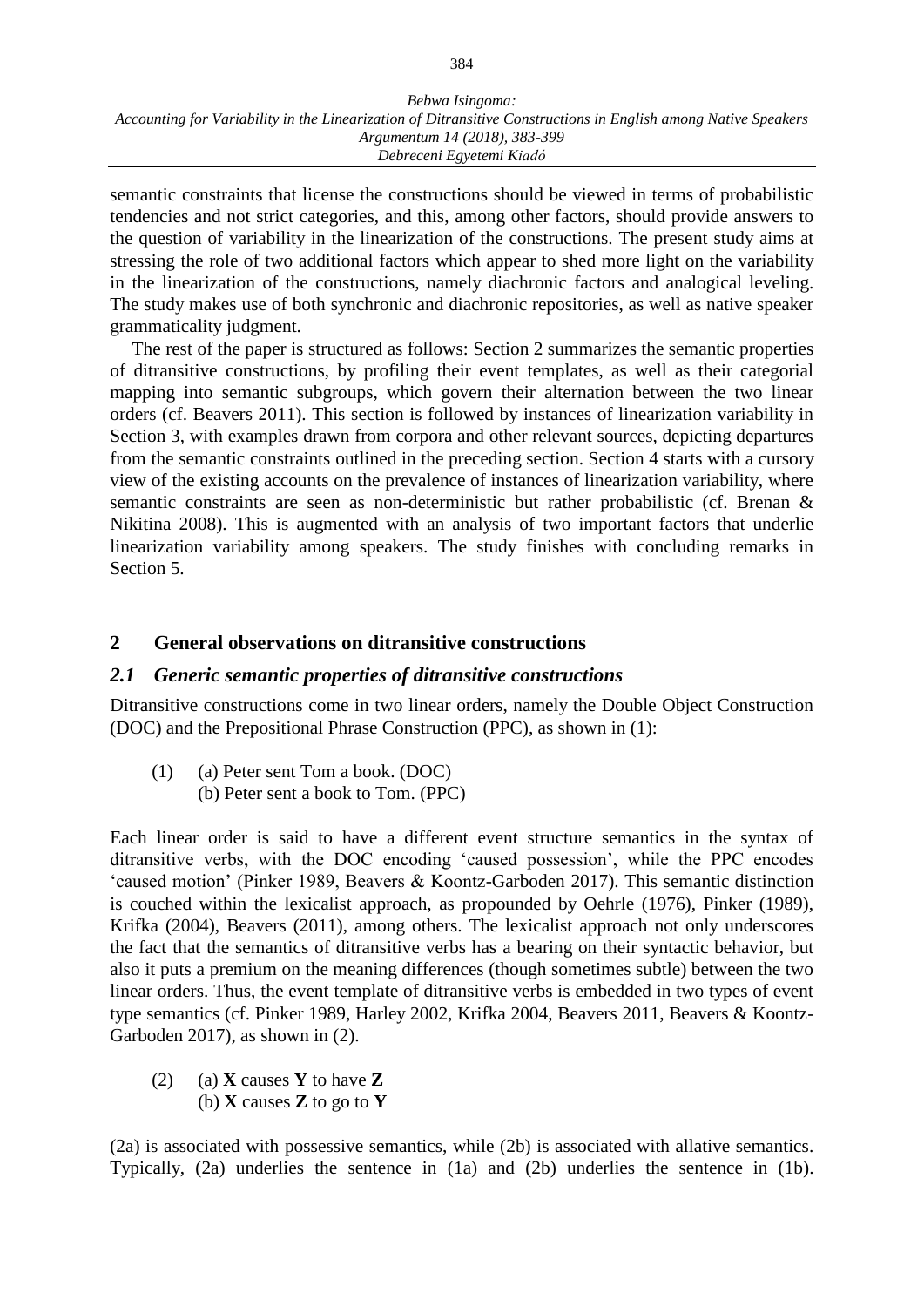semantic constraints that license the constructions should be viewed in terms of probabilistic tendencies and not strict categories, and this, among other factors, should provide answers to the question of variability in the linearization of the constructions. The present study aims at stressing the role of two additional factors which appear to shed more light on the variability in the linearization of the constructions, namely diachronic factors and analogical leveling. The study makes use of both synchronic and diachronic repositories, as well as native speaker grammaticality judgment.

The rest of the paper is structured as follows: Section 2 summarizes the semantic properties of ditransitive constructions, by profiling their event templates, as well as their categorial mapping into semantic subgroups, which govern their alternation between the two linear orders (cf. Beavers 2011). This section is followed by instances of linearization variability in Section 3, with examples drawn from corpora and other relevant sources, depicting departures from the semantic constraints outlined in the preceding section. Section 4 starts with a cursory view of the existing accounts on the prevalence of instances of linearization variability, where semantic constraints are seen as non-deterministic but rather probabilistic (cf. Brenan & Nikitina 2008). This is augmented with an analysis of two important factors that underlie linearization variability among speakers. The study finishes with concluding remarks in Section 5.

## 2 General observations on ditransitive constructions

### *2.1 Generic semantic properties of ditransitive constructions*

Ditransitive constructions come in two linear orders, namely the Double Object Construction (DOC) and the Prepositional Phrase Construction (PPC), as shown in (1):

(1) (a) Peter sent Tom a book. (DOC)
(b) Peter sent a book to Tom. (PPC)

Each linear order is said to have a different event structure semantics in the syntax of ditransitive verbs, with the DOC encoding 'caused possession', while the PPC encodes 'caused motion' (Pinker 1989, Beavers & Koontz-Garboden 2017). This semantic distinction is couched within the lexicalist approach, as propounded by Oehrle (1976), Pinker (1989), Krifka (2004), Beavers (2011), among others. The lexicalist approach not only underscores the fact that the semantics of ditransitive verbs has a bearing on their syntactic behavior, but also it puts a premium on the meaning differences (though sometimes subtle) between the two linear orders. Thus, the event template of ditransitive verbs is embedded in two types of event type semantics (cf. Pinker 1989, Harley 2002, Krifka 2004, Beavers 2011, Beavers & Koontz-Garboden 2017), as shown in (2).

(2) (a) **X** causes **Y** to have **Z**
(b) **X** causes **Z** to go to **Y**

(2a) is associated with possessive semantics, while (2b) is associated with allative semantics. Typically, (2a) underlies the sentence in (1a) and (2b) underlies the sentence in (1b).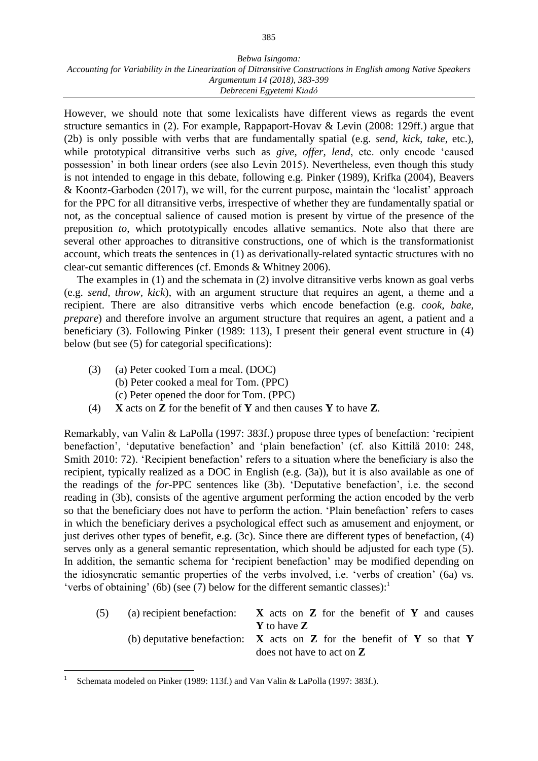However, we should note that some lexicalists have different views as regards the event structure semantics in (2). For example, Rappaport-Hovav & Levin (2008: 129ff.) argue that (2b) is only possible with verbs that are fundamentally spatial (e.g. *send, kick, take*, etc.), while prototypical ditransitive verbs such as *give, offer, lend*, etc. only encode 'caused possession' in both linear orders (see also Levin 2015). Nevertheless, even though this study is not intended to engage in this debate, following e.g. Pinker (1989), Krifka (2004), Beavers & Koontz-Garboden (2017), we will, for the current purpose, maintain the 'localist' approach for the PPC for all ditransitive verbs, irrespective of whether they are fundamentally spatial or not, as the conceptual salience of caused motion is present by virtue of the presence of the preposition *to*, which prototypically encodes allative semantics. Note also that there are several other approaches to ditransitive constructions, one of which is the transformationist account, which treats the sentences in (1) as derivationally-related syntactic structures with no clear-cut semantic differences (cf. Emonds & Whitney 2006).

The examples in (1) and the schemata in (2) involve ditransitive verbs known as goal verbs (e.g. *send, throw, kick*), with an argument structure that requires an agent, a theme and a recipient. There are also ditransitive verbs which encode benefaction (e.g. *cook, bake, prepare*) and therefore involve an argument structure that requires an agent, a patient and a beneficiary (3). Following Pinker (1989: 113), I present their general event structure in (4) below (but see (5) for categorial specifications):

(3) (a) Peter cooked Tom a meal. (DOC)
(b) Peter cooked a meal for Tom. (PPC)
(c) Peter opened the door for Tom. (PPC)

(4) **X** acts on **Z** for the benefit of **Y** and then causes **Y** to have **Z**.

Remarkably, van Valin & LaPolla (1997: 383f.) propose three types of benefaction: 'recipient benefaction', 'deputative benefaction' and 'plain benefaction' (cf. also Kittilä 2010: 248, Smith 2010: 72). 'Recipient benefaction' refers to a situation where the beneficiary is also the recipient, typically realized as a DOC in English (e.g. (3a)), but it is also available as one of the readings of the *for*-PPC sentences like (3b). 'Deputative benefaction', i.e. the second reading in (3b), consists of the agentive argument performing the action encoded by the verb so that the beneficiary does not have to perform the action. 'Plain benefaction' refers to cases in which the beneficiary derives a psychological effect such as amusement and enjoyment, or just derives other types of benefit, e.g. (3c). Since there are different types of benefaction, (4) serves only as a general semantic representation, which should be adjusted for each type (5). In addition, the semantic schema for 'recipient benefaction' may be modified depending on the idiosyncratic semantic properties of the verbs involved, i.e. 'verbs of creation' (6a) vs. 'verbs of obtaining' (6b) (see (7) below for the different semantic classes):[1]

(5) (a) recipient benefaction: **X** acts on **Z** for the benefit of **Y** and causes **Y** to have **Z**
(b) deputative benefaction: **X** acts on **Z** for the benefit of **Y** so that **Y** does not have to act on **Z**

[1] Schemata modeled on Pinker (1989: 113f.) and Van Valin & LaPolla (1997: 383f.).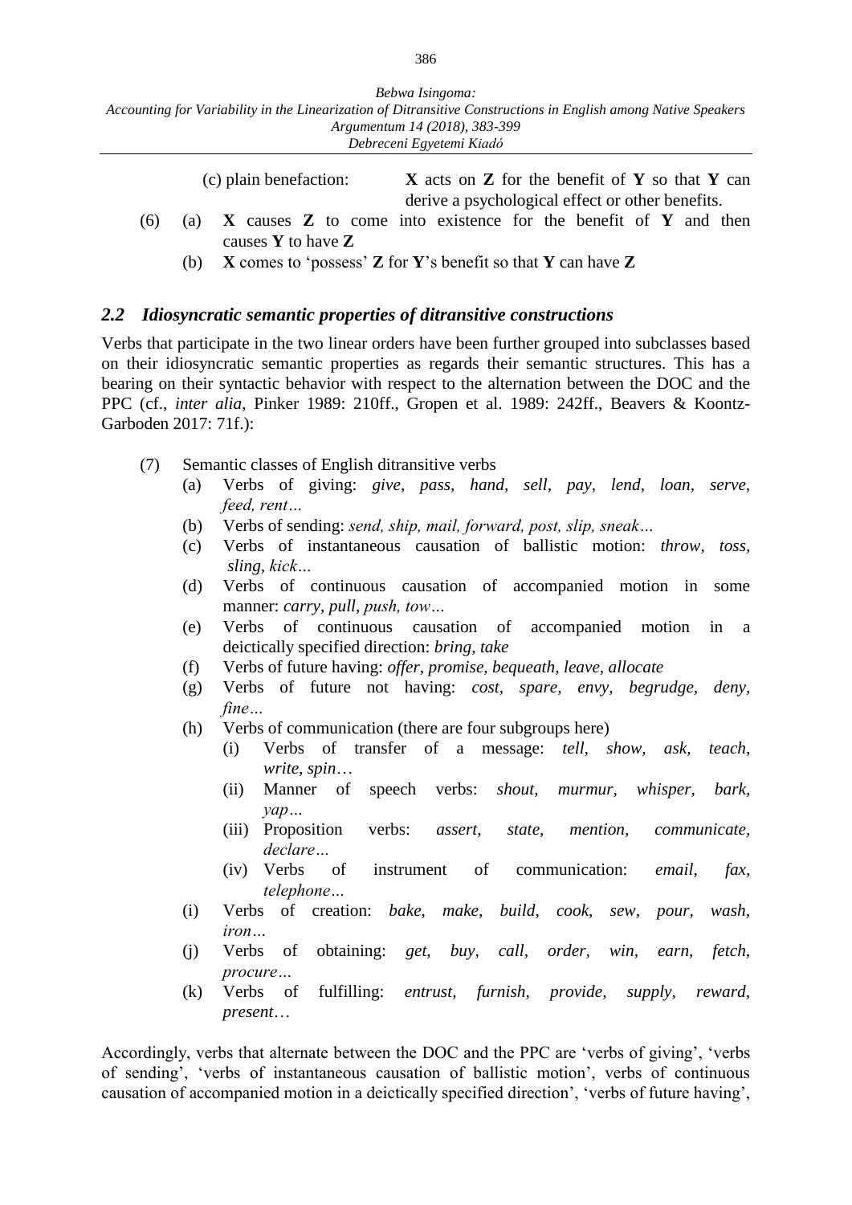(c) plain benefaction: **X** acts on **Z** for the benefit of **Y** so that **Y** can derive a psychological effect or other benefits.

(6) (a) **X** causes **Z** to come into existence for the benefit of **Y** and then causes **Y** to have **Z**

(b) **X** comes to 'possess' **Z** for **Y**'s benefit so that **Y** can have **Z**

## *2.2 Idiosyncratic semantic properties of ditransitive constructions*

Verbs that participate in the two linear orders have been further grouped into subclasses based on their idiosyncratic semantic properties as regards their semantic structures. This has a bearing on their syntactic behavior with respect to the alternation between the DOC and the PPC (cf., *inter alia*, Pinker 1989: 210ff., Gropen et al. 1989: 242ff., Beavers & Koontz-Garboden 2017: 71f.):

(7) Semantic classes of English ditransitive verbs

- (a) Verbs of giving: *give, pass, hand, sell, pay, lend, loan, serve, feed, rent…*
- (b) Verbs of sending: *send, ship, mail, forward, post, slip, sneak…*
- (c) Verbs of instantaneous causation of ballistic motion: *throw, toss, sling, kick…*
- (d) Verbs of continuous causation of accompanied motion in some manner: *carry, pull, push, tow…*
- (e) Verbs of continuous causation of accompanied motion in a deictically specified direction: *bring, take*
- (f) Verbs of future having: *offer, promise, bequeath, leave, allocate*
- (g) Verbs of future not having: *cost, spare, envy, begrudge, deny, fine…*
- (h) Verbs of communication (there are four subgroups here)
  - (i) Verbs of transfer of a message: *tell, show, ask, teach, write, spin…*
  - (ii) Manner of speech verbs: *shout, murmur, whisper, bark, yap…*
  - (iii) Proposition verbs: *assert, state, mention, communicate, declare…*
  - (iv) Verbs of instrument of communication: *email, fax, telephone…*
- (i) Verbs of creation: *bake, make, build, cook, sew, pour, wash, iron…*
- (j) Verbs of obtaining: *get, buy, call, order, win, earn, fetch, procure…*
- (k) Verbs of fulfilling: *entrust, furnish, provide, supply, reward, present…*

Accordingly, verbs that alternate between the DOC and the PPC are 'verbs of giving', 'verbs of sending', 'verbs of instantaneous causation of ballistic motion', verbs of continuous causation of accompanied motion in a deictically specified direction', 'verbs of future having',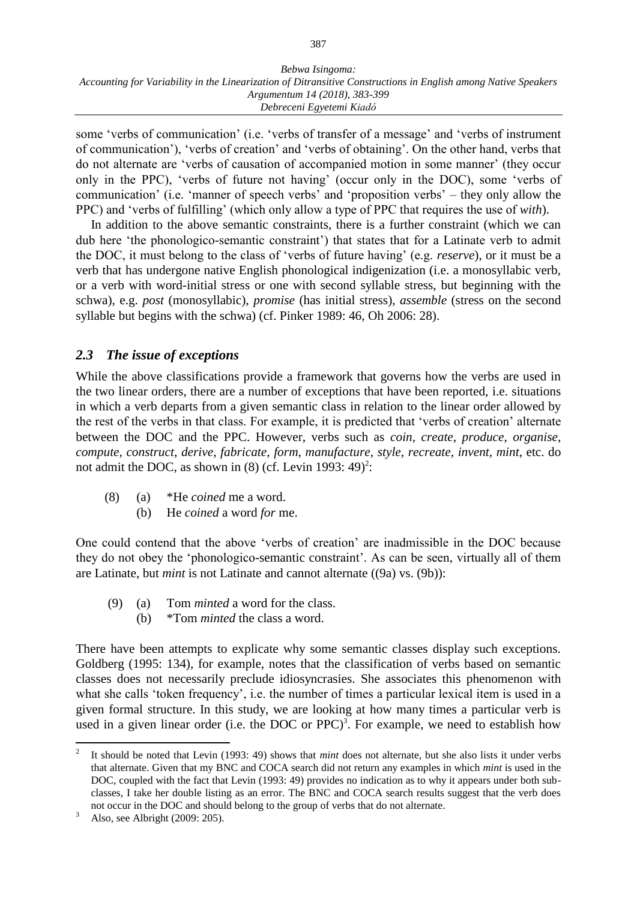some 'verbs of communication' (i.e. 'verbs of transfer of a message' and 'verbs of instrument of communication'), 'verbs of creation' and 'verbs of obtaining'. On the other hand, verbs that do not alternate are 'verbs of causation of accompanied motion in some manner' (they occur only in the PPC), 'verbs of future not having' (occur only in the DOC), some 'verbs of communication' (i.e. 'manner of speech verbs' and 'proposition verbs' – they only allow the PPC) and 'verbs of fulfilling' (which only allow a type of PPC that requires the use of *with*).

In addition to the above semantic constraints, there is a further constraint (which we can dub here 'the phonologico-semantic constraint') that states that for a Latinate verb to admit the DOC, it must belong to the class of 'verbs of future having' (e.g. *reserve*), or it must be a verb that has undergone native English phonological indigenization (i.e. a monosyllabic verb, or a verb with word-initial stress or one with second syllable stress, but beginning with the schwa), e.g. *post* (monosyllabic), *promise* (has initial stress), *assemble* (stress on the second syllable but begins with the schwa) (cf. Pinker 1989: 46, Oh 2006: 28).

### *2.3 The issue of exceptions*

While the above classifications provide a framework that governs how the verbs are used in the two linear orders, there are a number of exceptions that have been reported, i.e. situations in which a verb departs from a given semantic class in relation to the linear order allowed by the rest of the verbs in that class. For example, it is predicted that 'verbs of creation' alternate between the DOC and the PPC. However, verbs such as *coin, create, produce, organise, compute, construct, derive, fabricate, form, manufacture, style, recreate, invent, mint*, etc. do not admit the DOC, as shown in (8) (cf. Levin 1993: 49)[2]:

(8) (a) *He *coined* me a word.
    (b) He *coined* a word *for* me.

One could contend that the above 'verbs of creation' are inadmissible in the DOC because they do not obey the 'phonologico-semantic constraint'. As can be seen, virtually all of them are Latinate, but *mint* is not Latinate and cannot alternate ((9a) vs. (9b)):

(9) (a) Tom *minted* a word for the class.
    (b) *Tom *minted* the class a word.

There have been attempts to explicate why some semantic classes display such exceptions. Goldberg (1995: 134), for example, notes that the classification of verbs based on semantic classes does not necessarily preclude idiosyncrasies. She associates this phenomenon with what she calls 'token frequency', i.e. the number of times a particular lexical item is used in a given formal structure. In this study, we are looking at how many times a particular verb is used in a given linear order (i.e. the DOC or PPC)[3]. For example, we need to establish how

---

[2] It should be noted that Levin (1993: 49) shows that *mint* does not alternate, but she also lists it under verbs that alternate. Given that my BNC and COCA search did not return any examples in which *mint* is used in the DOC, coupled with the fact that Levin (1993: 49) provides no indication as to why it appears under both sub-classes, I take her double listing as an error. The BNC and COCA search results suggest that the verb does not occur in the DOC and should belong to the group of verbs that do not alternate.

[3] Also, see Albright (2009: 205).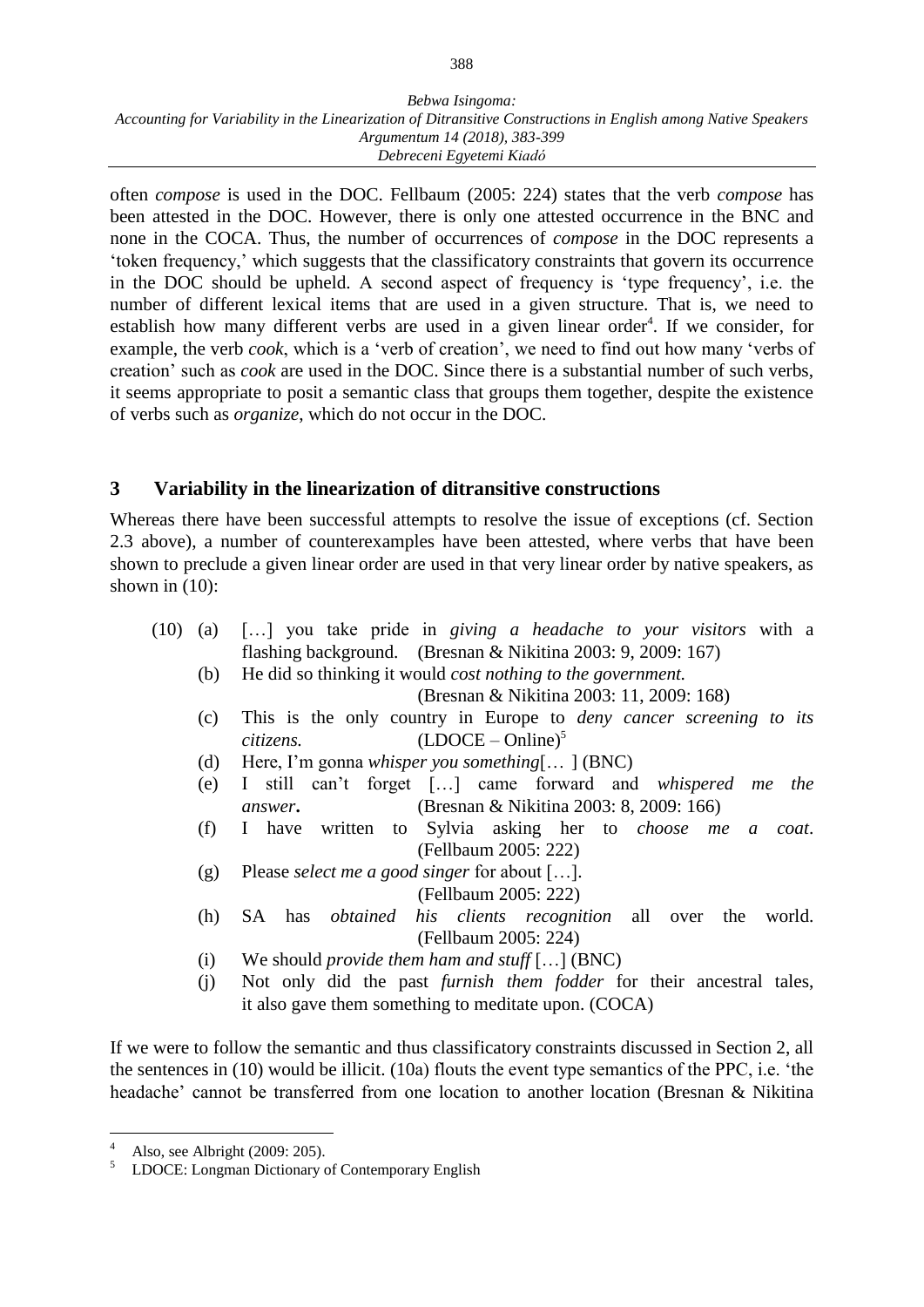often *compose* is used in the DOC. Fellbaum (2005: 224) states that the verb *compose* has been attested in the DOC. However, there is only one attested occurrence in the BNC and none in the COCA. Thus, the number of occurrences of *compose* in the DOC represents a 'token frequency,' which suggests that the classificatory constraints that govern its occurrence in the DOC should be upheld. A second aspect of frequency is 'type frequency', i.e. the number of different lexical items that are used in a given structure. That is, we need to establish how many different verbs are used in a given linear order[4]. If we consider, for example, the verb *cook*, which is a 'verb of creation', we need to find out how many 'verbs of creation' such as *cook* are used in the DOC. Since there is a substantial number of such verbs, it seems appropriate to posit a semantic class that groups them together, despite the existence of verbs such as *organize*, which do not occur in the DOC.

## 3 Variability in the linearization of ditransitive constructions

Whereas there have been successful attempts to resolve the issue of exceptions (cf. Section 2.3 above), a number of counterexamples have been attested, where verbs that have been shown to preclude a given linear order are used in that very linear order by native speakers, as shown in (10):

(10) (a) […] you take pride in *giving a headache to your visitors* with a flashing background. (Bresnan & Nikitina 2003: 9, 2009: 167)

(b) He did so thinking it would *cost nothing to the government.* (Bresnan & Nikitina 2003: 11, 2009: 168)

(c) This is the only country in Europe to *deny cancer screening to its citizens.* (LDOCE – Online)[5]

(d) Here, I'm gonna *whisper you something*[… ] (BNC)

(e) I still can't forget […] came forward and *whispered me the answer*. (Bresnan & Nikitina 2003: 8, 2009: 166)

(f) I have written to Sylvia asking her to *choose me a coat*. (Fellbaum 2005: 222)

(g) Please *select me a good singer* for about […]. (Fellbaum 2005: 222)

(h) SA has *obtained his clients recognition* all over the world. (Fellbaum 2005: 224)

(i) We should *provide them ham and stuff* […] (BNC)

(j) Not only did the past *furnish them fodder* for their ancestral tales, it also gave them something to meditate upon. (COCA)

If we were to follow the semantic and thus classificatory constraints discussed in Section 2, all the sentences in (10) would be illicit. (10a) flouts the event type semantics of the PPC, i.e. 'the headache' cannot be transferred from one location to another location (Bresnan & Nikitina

[4] Also, see Albright (2009: 205).

[5] LDOCE: Longman Dictionary of Contemporary English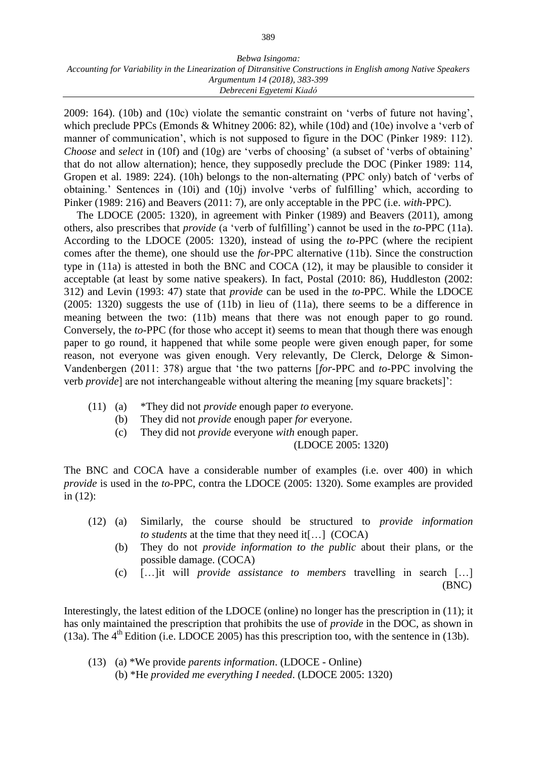2009: 164). (10b) and (10c) violate the semantic constraint on 'verbs of future not having', which preclude PPCs (Emonds & Whitney 2006: 82), while (10d) and (10e) involve a 'verb of manner of communication', which is not supposed to figure in the DOC (Pinker 1989: 112). *Choose* and *select* in (10f) and (10g) are 'verbs of choosing' (a subset of 'verbs of obtaining' that do not allow alternation); hence, they supposedly preclude the DOC (Pinker 1989: 114, Gropen et al. 1989: 224). (10h) belongs to the non-alternating (PPC only) batch of 'verbs of obtaining.' Sentences in (10i) and (10j) involve 'verbs of fulfilling' which, according to Pinker (1989: 216) and Beavers (2011: 7), are only acceptable in the PPC (i.e. *with*-PPC).

The LDOCE (2005: 1320), in agreement with Pinker (1989) and Beavers (2011), among others, also prescribes that *provide* (a 'verb of fulfilling') cannot be used in the *to*-PPC (11a). According to the LDOCE (2005: 1320), instead of using the *to*-PPC (where the recipient comes after the theme), one should use the *for*-PPC alternative (11b). Since the construction type in (11a) is attested in both the BNC and COCA (12), it may be plausible to consider it acceptable (at least by some native speakers). In fact, Postal (2010: 86), Huddleston (2002: 312) and Levin (1993: 47) state that *provide* can be used in the *to*-PPC. While the LDOCE (2005: 1320) suggests the use of (11b) in lieu of (11a), there seems to be a difference in meaning between the two: (11b) means that there was not enough paper to go round. Conversely, the *to*-PPC (for those who accept it) seems to mean that though there was enough paper to go round, it happened that while some people were given enough paper, for some reason, not everyone was given enough. Very relevantly, De Clerck, Delorge & Simon-Vandenbergen (2011: 378) argue that 'the two patterns [*for*-PPC and *to*-PPC involving the verb *provide*] are not interchangeable without altering the meaning [my square brackets]':

(11) (a) *They did not *provide* enough paper *to* everyone.
(b) They did not *provide* enough paper *for* everyone.
(c) They did not *provide* everyone *with* enough paper.
(LDOCE 2005: 1320)

The BNC and COCA have a considerable number of examples (i.e. over 400) in which *provide* is used in the *to*-PPC, contra the LDOCE (2005: 1320). Some examples are provided in (12):

(12) (a) Similarly, the course should be structured to *provide information to students* at the time that they need it[…] (COCA)
(b) They do not *provide information to the public* about their plans, or the possible damage. (COCA)
(c) […]it will *provide assistance to members* travelling in search […] (BNC)

Interestingly, the latest edition of the LDOCE (online) no longer has the prescription in (11); it has only maintained the prescription that prohibits the use of *provide* in the DOC, as shown in (13a). The 4th Edition (i.e. LDOCE 2005) has this prescription too, with the sentence in (13b).

(13) (a) *We provide *parents information*. (LDOCE - Online)
(b) *He *provided me everything I needed*. (LDOCE 2005: 1320)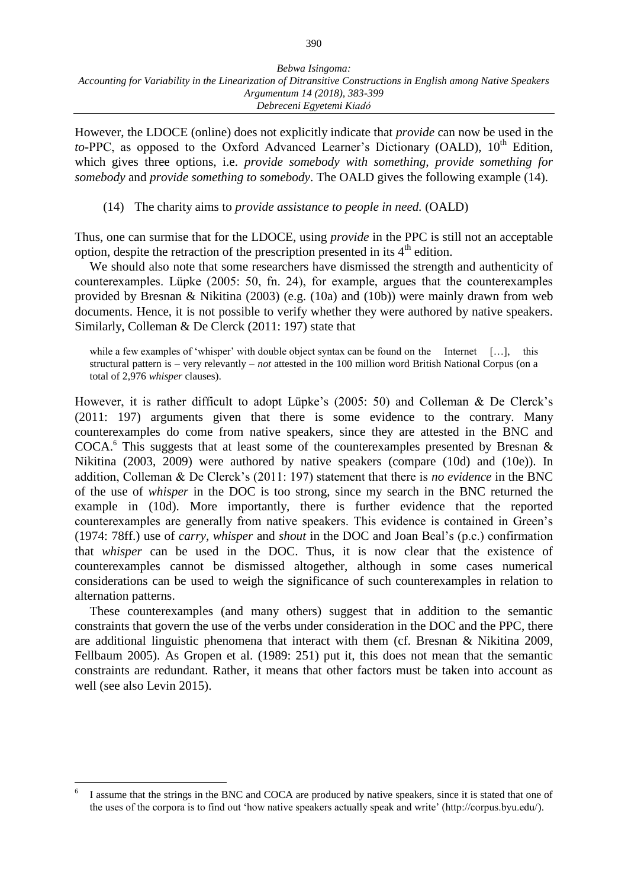However, the LDOCE (online) does not explicitly indicate that *provide* can now be used in the *to*-PPC, as opposed to the Oxford Advanced Learner's Dictionary (OALD), 10th Edition, which gives three options, i.e. *provide somebody with something, provide something for somebody* and *provide something to somebody*. The OALD gives the following example (14).

(14) The charity aims to *provide assistance to people in need.* (OALD)

Thus, one can surmise that for the LDOCE, using *provide* in the PPC is still not an acceptable option, despite the retraction of the prescription presented in its 4th edition.

We should also note that some researchers have dismissed the strength and authenticity of counterexamples. Lüpke (2005: 50, fn. 24), for example, argues that the counterexamples provided by Bresnan & Nikitina (2003) (e.g. (10a) and (10b)) were mainly drawn from web documents. Hence, it is not possible to verify whether they were authored by native speakers. Similarly, Colleman & De Clerck (2011: 197) state that

> while a few examples of 'whisper' with double object syntax can be found on the Internet […], this structural pattern is – very relevantly – *not* attested in the 100 million word British National Corpus (on a total of 2,976 *whisper* clauses).

However, it is rather difficult to adopt Lüpke's (2005: 50) and Colleman & De Clerck's (2011: 197) arguments given that there is some evidence to the contrary. Many counterexamples do come from native speakers, since they are attested in the BNC and COCA.[6] This suggests that at least some of the counterexamples presented by Bresnan & Nikitina (2003, 2009) were authored by native speakers (compare (10d) and (10e)). In addition, Colleman & De Clerck's (2011: 197) statement that there is *no evidence* in the BNC of the use of *whisper* in the DOC is too strong, since my search in the BNC returned the example in (10d). More importantly, there is further evidence that the reported counterexamples are generally from native speakers. This evidence is contained in Green's (1974: 78ff.) use of *carry*, *whisper* and *shout* in the DOC and Joan Beal's (p.c.) confirmation that *whisper* can be used in the DOC. Thus, it is now clear that the existence of counterexamples cannot be dismissed altogether, although in some cases numerical considerations can be used to weigh the significance of such counterexamples in relation to alternation patterns.

These counterexamples (and many others) suggest that in addition to the semantic constraints that govern the use of the verbs under consideration in the DOC and the PPC, there are additional linguistic phenomena that interact with them (cf. Bresnan & Nikitina 2009, Fellbaum 2005). As Gropen et al. (1989: 251) put it, this does not mean that the semantic constraints are redundant. Rather, it means that other factors must be taken into account as well (see also Levin 2015).

---

[6] I assume that the strings in the BNC and COCA are produced by native speakers, since it is stated that one of the uses of the corpora is to find out 'how native speakers actually speak and write' (http://corpus.byu.edu/).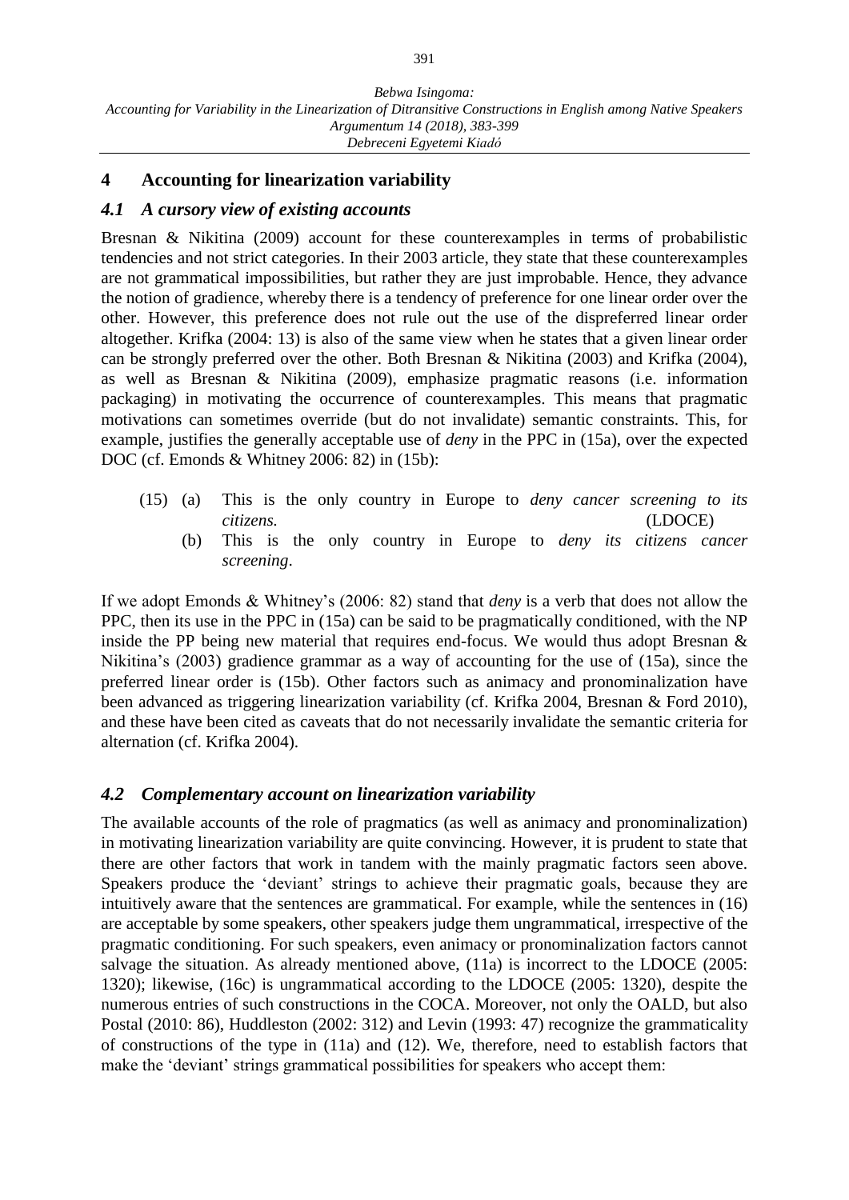## 4 Accounting for linearization variability

### *4.1 A cursory view of existing accounts*

Bresnan & Nikitina (2009) account for these counterexamples in terms of probabilistic tendencies and not strict categories. In their 2003 article, they state that these counterexamples are not grammatical impossibilities, but rather they are just improbable. Hence, they advance the notion of gradience, whereby there is a tendency of preference for one linear order over the other. However, this preference does not rule out the use of the dispreferred linear order altogether. Krifka (2004: 13) is also of the same view when he states that a given linear order can be strongly preferred over the other. Both Bresnan & Nikitina (2003) and Krifka (2004), as well as Bresnan & Nikitina (2009), emphasize pragmatic reasons (i.e. information packaging) in motivating the occurrence of counterexamples. This means that pragmatic motivations can sometimes override (but do not invalidate) semantic constraints. This, for example, justifies the generally acceptable use of *deny* in the PPC in (15a), over the expected DOC (cf. Emonds & Whitney 2006: 82) in (15b):

(15) (a) This is the only country in Europe to *deny cancer screening to its citizens.* (LDOCE)

(b) This is the only country in Europe to *deny its citizens cancer screening*.

If we adopt Emonds & Whitney's (2006: 82) stand that *deny* is a verb that does not allow the PPC, then its use in the PPC in (15a) can be said to be pragmatically conditioned, with the NP inside the PP being new material that requires end-focus. We would thus adopt Bresnan & Nikitina's (2003) gradience grammar as a way of accounting for the use of (15a), since the preferred linear order is (15b). Other factors such as animacy and pronominalization have been advanced as triggering linearization variability (cf. Krifka 2004, Bresnan & Ford 2010), and these have been cited as caveats that do not necessarily invalidate the semantic criteria for alternation (cf. Krifka 2004).

### *4.2 Complementary account on linearization variability*

The available accounts of the role of pragmatics (as well as animacy and pronominalization) in motivating linearization variability are quite convincing. However, it is prudent to state that there are other factors that work in tandem with the mainly pragmatic factors seen above. Speakers produce the 'deviant' strings to achieve their pragmatic goals, because they are intuitively aware that the sentences are grammatical. For example, while the sentences in (16) are acceptable by some speakers, other speakers judge them ungrammatical, irrespective of the pragmatic conditioning. For such speakers, even animacy or pronominalization factors cannot salvage the situation. As already mentioned above, (11a) is incorrect to the LDOCE (2005: 1320); likewise, (16c) is ungrammatical according to the LDOCE (2005: 1320), despite the numerous entries of such constructions in the COCA. Moreover, not only the OALD, but also Postal (2010: 86), Huddleston (2002: 312) and Levin (1993: 47) recognize the grammaticality of constructions of the type in (11a) and (12). We, therefore, need to establish factors that make the 'deviant' strings grammatical possibilities for speakers who accept them: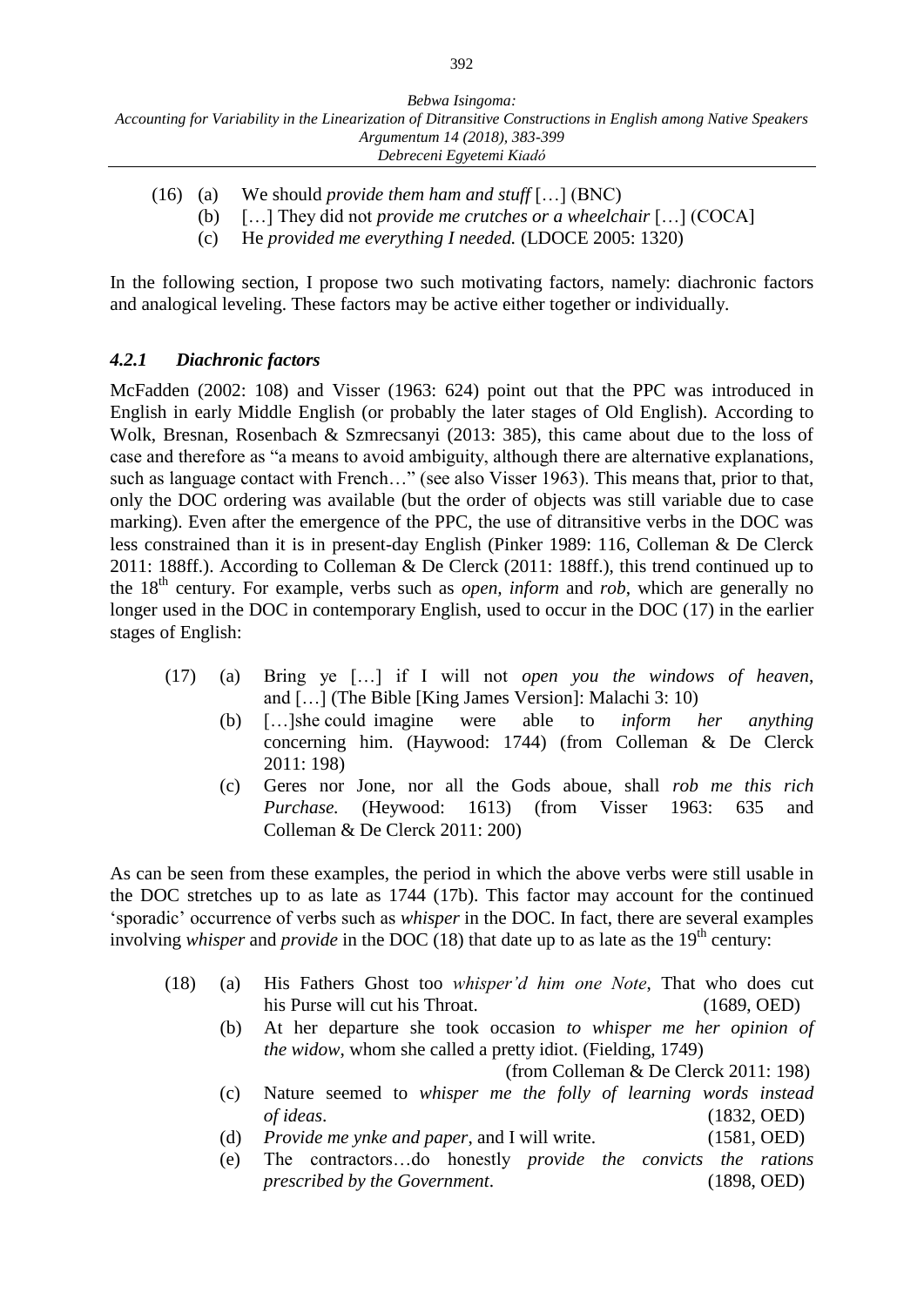(16) (a) We should *provide them ham and stuff* […] (BNC)
 (b) […] They did not *provide me crutches or a wheelchair* […] (COCA)
 (c) He *provided me everything I needed.* (LDOCE 2005: 1320)

In the following section, I propose two such motivating factors, namely: diachronic factors and analogical leveling. These factors may be active either together or individually.

### *4.2.1 Diachronic factors*

McFadden (2002: 108) and Visser (1963: 624) point out that the PPC was introduced in English in early Middle English (or probably the later stages of Old English). According to Wolk, Bresnan, Rosenbach & Szmrecsanyi (2013: 385), this came about due to the loss of case and therefore as "a means to avoid ambiguity, although there are alternative explanations, such as language contact with French…" (see also Visser 1963). This means that, prior to that, only the DOC ordering was available (but the order of objects was still variable due to case marking). Even after the emergence of the PPC, the use of ditransitive verbs in the DOC was less constrained than it is in present-day English (Pinker 1989: 116, Colleman & De Clerck 2011: 188ff.). According to Colleman & De Clerck (2011: 188ff.), this trend continued up to the 18th century. For example, verbs such as *open*, *inform* and *rob*, which are generally no longer used in the DOC in contemporary English, used to occur in the DOC (17) in the earlier stages of English:

(17) (a) Bring ye […] if I will not *open you the windows of heaven*, and […] (The Bible [King James Version]: Malachi 3: 10)
 (b) […]she could imagine were able to *inform her anything* concerning him. (Haywood: 1744) (from Colleman & De Clerck 2011: 198)
 (c) Geres nor Jone, nor all the Gods aboue, shall *rob me this rich Purchase.* (Heywood: 1613) (from Visser 1963: 635 and Colleman & De Clerck 2011: 200)

As can be seen from these examples, the period in which the above verbs were still usable in the DOC stretches up to as late as 1744 (17b). This factor may account for the continued 'sporadic' occurrence of verbs such as *whisper* in the DOC. In fact, there are several examples involving *whisper* and *provide* in the DOC (18) that date up to as late as the 19th century:

(18) (a) His Fathers Ghost too *whisper'd him one Note*, That who does cut his Purse will cut his Throat. (1689, OED)
 (b) At her departure she took occasion *to whisper me her opinion of the widow*, whom she called a pretty idiot. (Fielding, 1749) (from Colleman & De Clerck 2011: 198)
 (c) Nature seemed to *whisper me the folly of learning words instead of ideas*. (1832, OED)
 (d) *Provide me ynke and paper*, and I will write. (1581, OED)
 (e) The contractors…do honestly *provide the convicts the rations prescribed by the Government*. (1898, OED)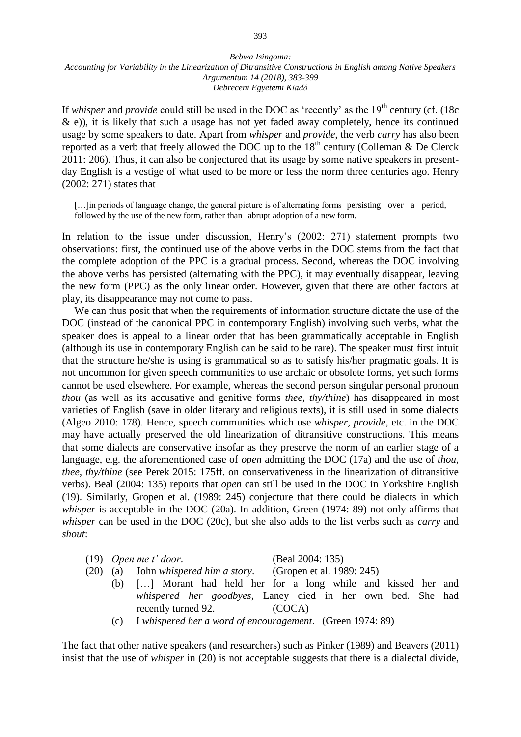If *whisper* and *provide* could still be used in the DOC as 'recently' as the 19th century (cf. (18c & e)), it is likely that such a usage has not yet faded away completely, hence its continued usage by some speakers to date. Apart from *whisper* and *provide*, the verb *carry* has also been reported as a verb that freely allowed the DOC up to the 18th century (Colleman & De Clerck 2011: 206). Thus, it can also be conjectured that its usage by some native speakers in present-day English is a vestige of what used to be more or less the norm three centuries ago. Henry (2002: 271) states that

> […]in periods of language change, the general picture is of alternating forms persisting over a period, followed by the use of the new form, rather than abrupt adoption of a new form.

In relation to the issue under discussion, Henry's (2002: 271) statement prompts two observations: first, the continued use of the above verbs in the DOC stems from the fact that the complete adoption of the PPC is a gradual process. Second, whereas the DOC involving the above verbs has persisted (alternating with the PPC), it may eventually disappear, leaving the new form (PPC) as the only linear order. However, given that there are other factors at play, its disappearance may not come to pass.

We can thus posit that when the requirements of information structure dictate the use of the DOC (instead of the canonical PPC in contemporary English) involving such verbs, what the speaker does is appeal to a linear order that has been grammatically acceptable in English (although its use in contemporary English can be said to be rare). The speaker must first intuit that the structure he/she is using is grammatical so as to satisfy his/her pragmatic goals. It is not uncommon for given speech communities to use archaic or obsolete forms, yet such forms cannot be used elsewhere. For example, whereas the second person singular personal pronoun *thou* (as well as its accusative and genitive forms *thee*, *thy/thine*) has disappeared in most varieties of English (save in older literary and religious texts), it is still used in some dialects (Algeo 2010: 178). Hence, speech communities which use *whisper*, *provide*, etc. in the DOC may have actually preserved the old linearization of ditransitive constructions. This means that some dialects are conservative insofar as they preserve the norm of an earlier stage of a language, e.g. the aforementioned case of *open* admitting the DOC (17a) and the use of *thou*, *thee*, *thy/thine* (see Perek 2015: 175ff. on conservativeness in the linearization of ditransitive verbs). Beal (2004: 135) reports that *open* can still be used in the DOC in Yorkshire English (19). Similarly, Gropen et al. (1989: 245) conjecture that there could be dialects in which *whisper* is acceptable in the DOC (20a). In addition, Green (1974: 89) not only affirms that *whisper* can be used in the DOC (20c), but she also adds to the list verbs such as *carry* and *shout*:

(19) *Open me t' door*. (Beal 2004: 135)

(20) (a) John *whispered him a story*. (Gropen et al. 1989: 245)

(b) […] Morant had held her for a long while and kissed her and *whispered her goodbyes*, Laney died in her own bed. She had recently turned 92. (COCA)

(c) I *whispered her a word of encouragement*. (Green 1974: 89)

The fact that other native speakers (and researchers) such as Pinker (1989) and Beavers (2011) insist that the use of *whisper* in (20) is not acceptable suggests that there is a dialectal divide,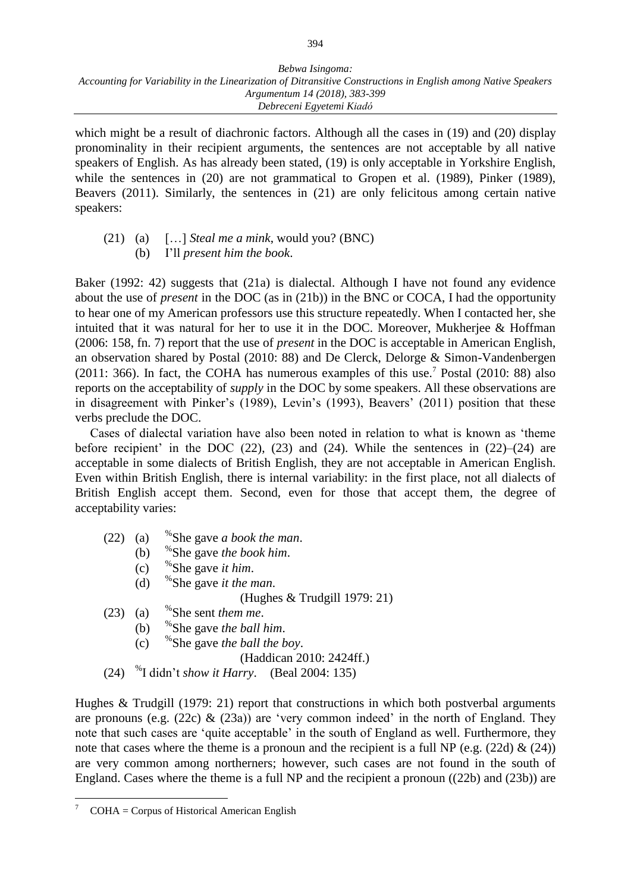which might be a result of diachronic factors. Although all the cases in (19) and (20) display pronominality in their recipient arguments, the sentences are not acceptable by all native speakers of English. As has already been stated, (19) is only acceptable in Yorkshire English, while the sentences in (20) are not grammatical to Gropen et al. (1989), Pinker (1989), Beavers (2011). Similarly, the sentences in (21) are only felicitous among certain native speakers:

(21) (a) […] *Steal me a mink*, would you? (BNC)
  (b) I'll *present him the book*.

Baker (1992: 42) suggests that (21a) is dialectal. Although I have not found any evidence about the use of *present* in the DOC (as in (21b)) in the BNC or COCA, I had the opportunity to hear one of my American professors use this structure repeatedly. When I contacted her, she intuited that it was natural for her to use it in the DOC. Moreover, Mukherjee & Hoffman (2006: 158, fn. 7) report that the use of *present* in the DOC is acceptable in American English, an observation shared by Postal (2010: 88) and De Clerck, Delorge & Simon-Vandenbergen (2011: 366). In fact, the COHA has numerous examples of this use.[7] Postal (2010: 88) also reports on the acceptability of *supply* in the DOC by some speakers. All these observations are in disagreement with Pinker's (1989), Levin's (1993), Beavers' (2011) position that these verbs preclude the DOC.

Cases of dialectal variation have also been noted in relation to what is known as 'theme before recipient' in the DOC (22), (23) and (24). While the sentences in (22)–(24) are acceptable in some dialects of British English, they are not acceptable in American English. Even within British English, there is internal variability: in the first place, not all dialects of British English accept them. Second, even for those that accept them, the degree of acceptability varies:

(22) (a) %She gave *a book the man*.
  (b) %She gave *the book him*.
  (c) %She gave *it him*.
  (d) %She gave *it the man*.
    (Hughes & Trudgill 1979: 21)

(23) (a) %She sent *them me*.
  (b) %She gave *the ball him*.
  (c) %She gave *the ball the boy*.
    (Haddican 2010: 2424ff.)

(24) %I didn't *show it Harry*. (Beal 2004: 135)

Hughes & Trudgill (1979: 21) report that constructions in which both postverbal arguments are pronouns (e.g. (22c) & (23a)) are 'very common indeed' in the north of England. They note that such cases are 'quite acceptable' in the south of England as well. Furthermore, they note that cases where the theme is a pronoun and the recipient is a full NP (e.g. (22d) & (24)) are very common among northerners; however, such cases are not found in the south of England. Cases where the theme is a full NP and the recipient a pronoun ((22b) and (23b)) are

[7] COHA = Corpus of Historical American English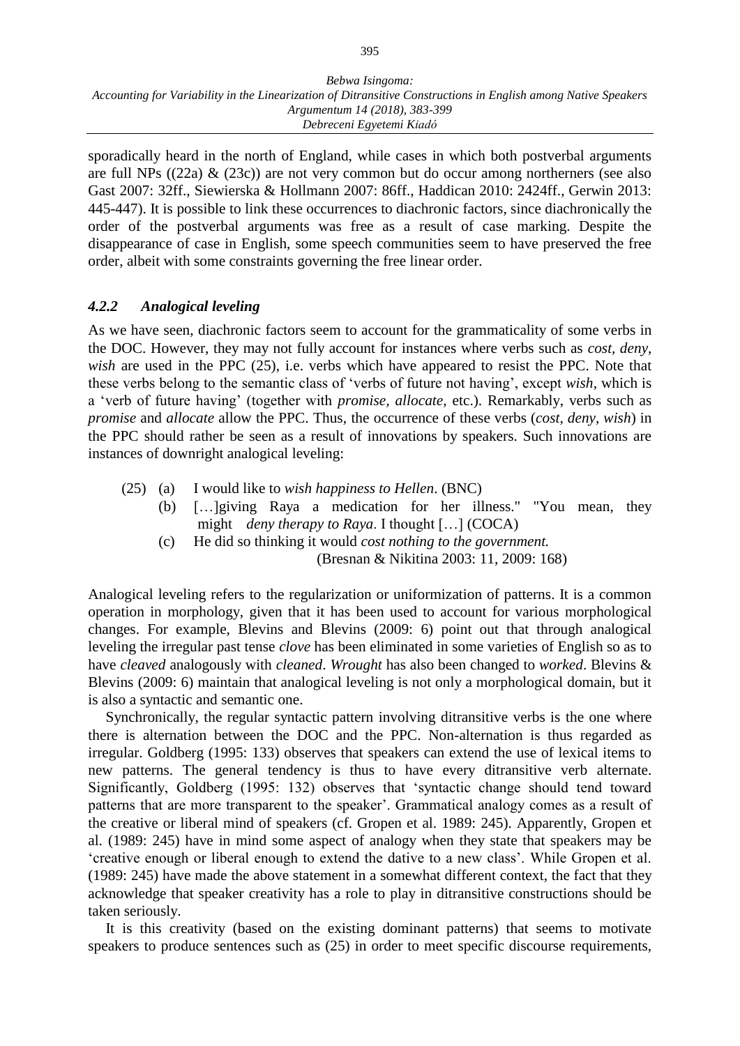sporadically heard in the north of England, while cases in which both postverbal arguments are full NPs ((22a) & (23c)) are not very common but do occur among northerners (see also Gast 2007: 32ff., Siewierska & Hollmann 2007: 86ff., Haddican 2010: 2424ff., Gerwin 2013: 445-447). It is possible to link these occurrences to diachronic factors, since diachronically the order of the postverbal arguments was free as a result of case marking. Despite the disappearance of case in English, some speech communities seem to have preserved the free order, albeit with some constraints governing the free linear order.

### *4.2.2 Analogical leveling*

As we have seen, diachronic factors seem to account for the grammaticality of some verbs in the DOC. However, they may not fully account for instances where verbs such as *cost, deny, wish* are used in the PPC (25), i.e. verbs which have appeared to resist the PPC. Note that these verbs belong to the semantic class of 'verbs of future not having', except *wish*, which is a 'verb of future having' (together with *promise, allocate,* etc.). Remarkably, verbs such as *promise* and *allocate* allow the PPC. Thus, the occurrence of these verbs (*cost, deny, wish*) in the PPC should rather be seen as a result of innovations by speakers. Such innovations are instances of downright analogical leveling:

(25) (a) I would like to *wish happiness to Hellen*. (BNC)
 (b) […]giving Raya a medication for her illness." "You mean, they might *deny therapy to Raya*. I thought […] (COCA)
 (c) He did so thinking it would *cost nothing to the government.* (Bresnan & Nikitina 2003: 11, 2009: 168)

Analogical leveling refers to the regularization or uniformization of patterns. It is a common operation in morphology, given that it has been used to account for various morphological changes. For example, Blevins and Blevins (2009: 6) point out that through analogical leveling the irregular past tense *clove* has been eliminated in some varieties of English so as to have *cleaved* analogously with *cleaned*. *Wrought* has also been changed to *worked*. Blevins & Blevins (2009: 6) maintain that analogical leveling is not only a morphological domain, but it is also a syntactic and semantic one.

Synchronically, the regular syntactic pattern involving ditransitive verbs is the one where there is alternation between the DOC and the PPC. Non-alternation is thus regarded as irregular. Goldberg (1995: 133) observes that speakers can extend the use of lexical items to new patterns. The general tendency is thus to have every ditransitive verb alternate. Significantly, Goldberg (1995: 132) observes that 'syntactic change should tend toward patterns that are more transparent to the speaker'. Grammatical analogy comes as a result of the creative or liberal mind of speakers (cf. Gropen et al. 1989: 245). Apparently, Gropen et al. (1989: 245) have in mind some aspect of analogy when they state that speakers may be 'creative enough or liberal enough to extend the dative to a new class'. While Gropen et al. (1989: 245) have made the above statement in a somewhat different context, the fact that they acknowledge that speaker creativity has a role to play in ditransitive constructions should be taken seriously.

It is this creativity (based on the existing dominant patterns) that seems to motivate speakers to produce sentences such as (25) in order to meet specific discourse requirements,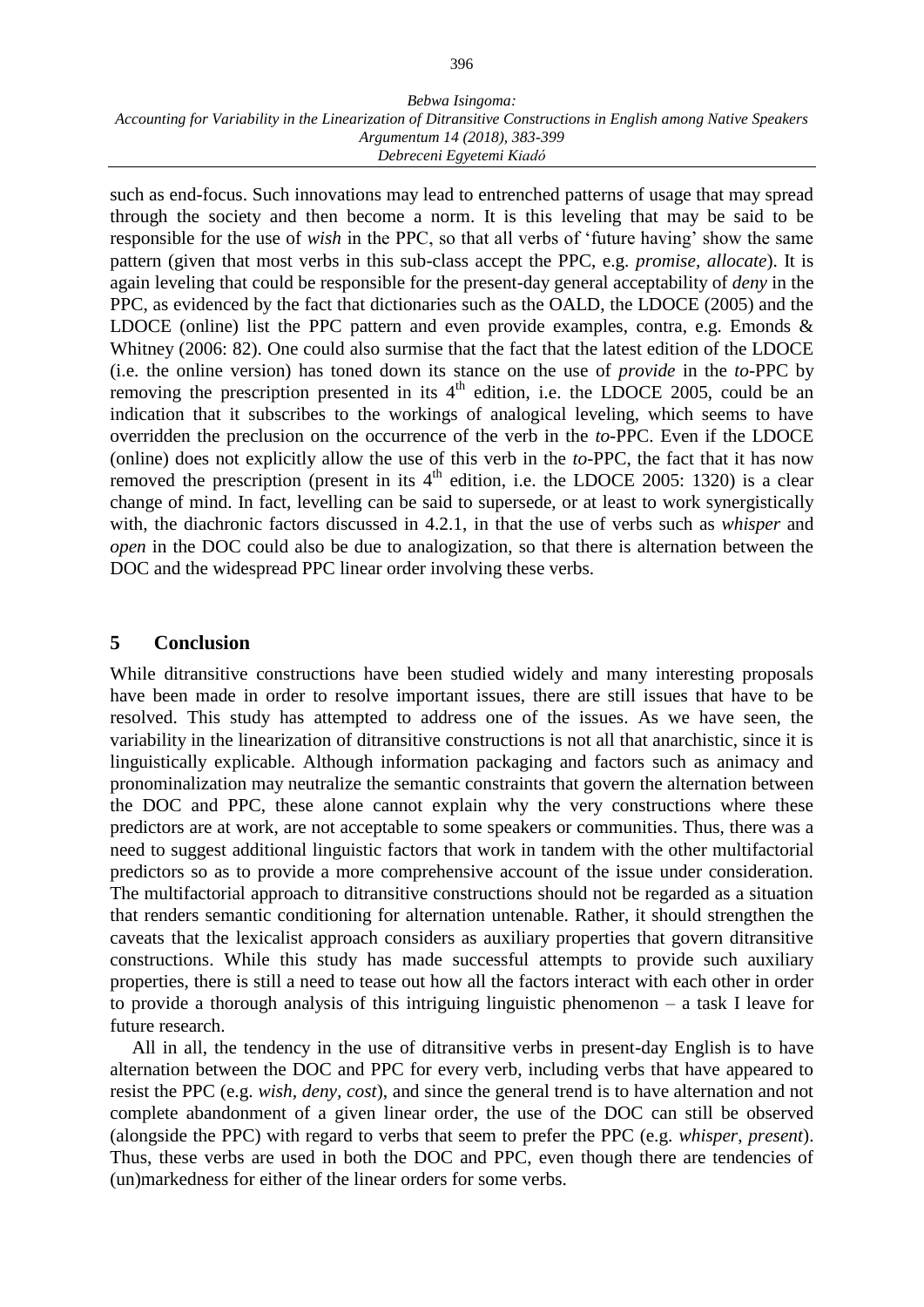such as end-focus. Such innovations may lead to entrenched patterns of usage that may spread through the society and then become a norm. It is this leveling that may be said to be responsible for the use of *wish* in the PPC, so that all verbs of 'future having' show the same pattern (given that most verbs in this sub-class accept the PPC, e.g. *promise*, *allocate*). It is again leveling that could be responsible for the present-day general acceptability of *deny* in the PPC, as evidenced by the fact that dictionaries such as the OALD, the LDOCE (2005) and the LDOCE (online) list the PPC pattern and even provide examples, contra, e.g. Emonds & Whitney (2006: 82). One could also surmise that the fact that the latest edition of the LDOCE (i.e. the online version) has toned down its stance on the use of *provide* in the *to*-PPC by removing the prescription presented in its 4th edition, i.e. the LDOCE 2005, could be an indication that it subscribes to the workings of analogical leveling, which seems to have overridden the preclusion on the occurrence of the verb in the *to*-PPC. Even if the LDOCE (online) does not explicitly allow the use of this verb in the *to*-PPC, the fact that it has now removed the prescription (present in its 4th edition, i.e. the LDOCE 2005: 1320) is a clear change of mind. In fact, levelling can be said to supersede, or at least to work synergistically with, the diachronic factors discussed in 4.2.1, in that the use of verbs such as *whisper* and *open* in the DOC could also be due to analogization, so that there is alternation between the DOC and the widespread PPC linear order involving these verbs.

## 5 Conclusion

While ditransitive constructions have been studied widely and many interesting proposals have been made in order to resolve important issues, there are still issues that have to be resolved. This study has attempted to address one of the issues. As we have seen, the variability in the linearization of ditransitive constructions is not all that anarchistic, since it is linguistically explicable. Although information packaging and factors such as animacy and pronominalization may neutralize the semantic constraints that govern the alternation between the DOC and PPC, these alone cannot explain why the very constructions where these predictors are at work, are not acceptable to some speakers or communities. Thus, there was a need to suggest additional linguistic factors that work in tandem with the other multifactorial predictors so as to provide a more comprehensive account of the issue under consideration. The multifactorial approach to ditransitive constructions should not be regarded as a situation that renders semantic conditioning for alternation untenable. Rather, it should strengthen the caveats that the lexicalist approach considers as auxiliary properties that govern ditransitive constructions. While this study has made successful attempts to provide such auxiliary properties, there is still a need to tease out how all the factors interact with each other in order to provide a thorough analysis of this intriguing linguistic phenomenon – a task I leave for future research.

All in all, the tendency in the use of ditransitive verbs in present-day English is to have alternation between the DOC and PPC for every verb, including verbs that have appeared to resist the PPC (e.g. *wish*, *deny*, *cost*), and since the general trend is to have alternation and not complete abandonment of a given linear order, the use of the DOC can still be observed (alongside the PPC) with regard to verbs that seem to prefer the PPC (e.g. *whisper*, *present*). Thus, these verbs are used in both the DOC and PPC, even though there are tendencies of (un)markedness for either of the linear orders for some verbs.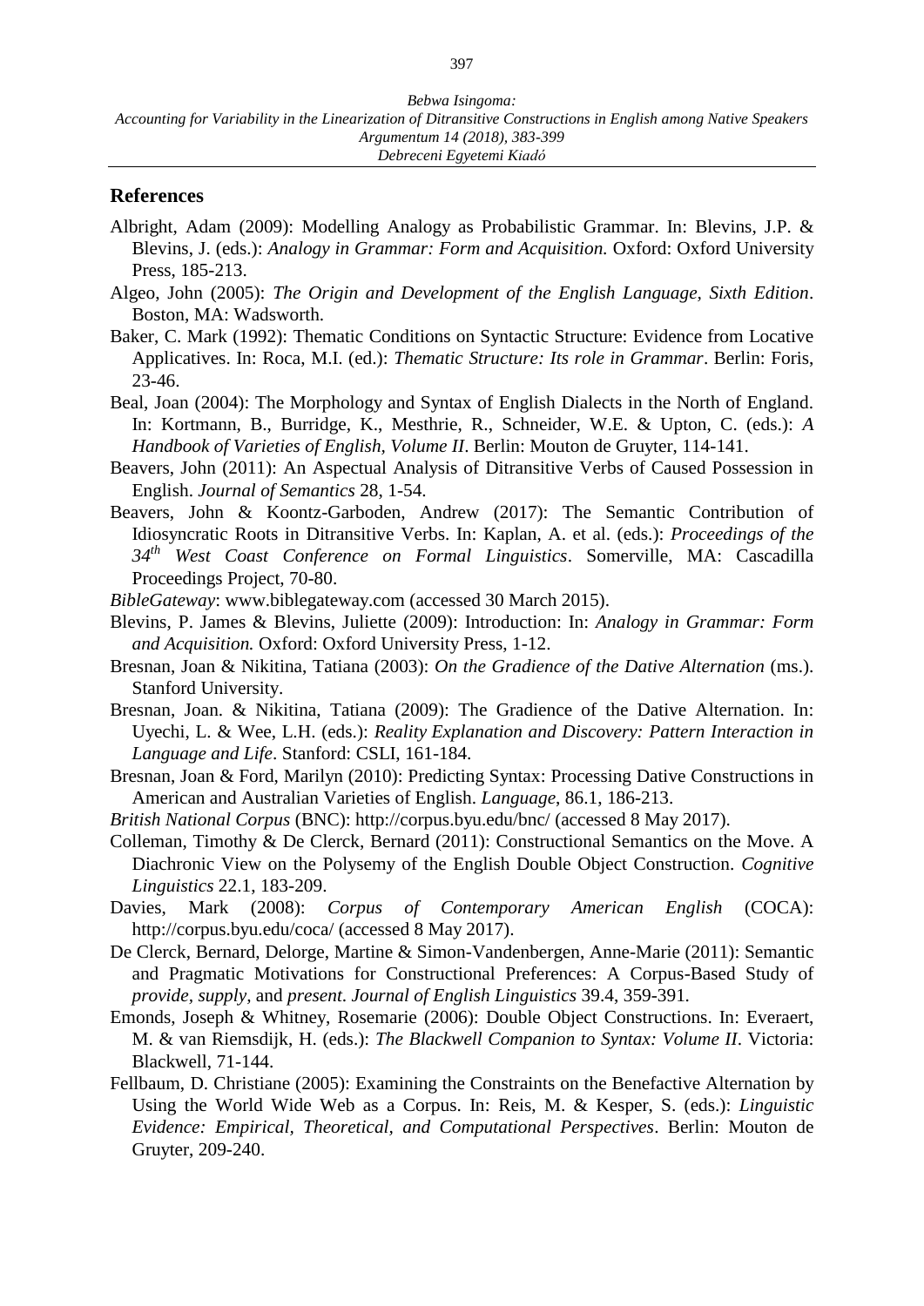## References

Albright, Adam (2009): Modelling Analogy as Probabilistic Grammar. In: Blevins, J.P. & Blevins, J. (eds.): *Analogy in Grammar: Form and Acquisition.* Oxford: Oxford University Press, 185-213.

Algeo, John (2005): *The Origin and Development of the English Language, Sixth Edition*. Boston, MA: Wadsworth.

Baker, C. Mark (1992): Thematic Conditions on Syntactic Structure: Evidence from Locative Applicatives. In: Roca, M.I. (ed.): *Thematic Structure: Its role in Grammar*. Berlin: Foris, 23-46.

Beal, Joan (2004): The Morphology and Syntax of English Dialects in the North of England. In: Kortmann, B., Burridge, K., Mesthrie, R., Schneider, W.E. & Upton, C. (eds.): *A Handbook of Varieties of English, Volume II*. Berlin: Mouton de Gruyter, 114-141.

Beavers, John (2011): An Aspectual Analysis of Ditransitive Verbs of Caused Possession in English. *Journal of Semantics* 28, 1-54.

Beavers, John & Koontz-Garboden, Andrew (2017): The Semantic Contribution of Idiosyncratic Roots in Ditransitive Verbs. In: Kaplan, A. et al. (eds.): *Proceedings of the 34th West Coast Conference on Formal Linguistics*. Somerville, MA: Cascadilla Proceedings Project, 70-80.

*BibleGateway*: www.biblegateway.com (accessed 30 March 2015).

Blevins, P. James & Blevins, Juliette (2009): Introduction: In: *Analogy in Grammar: Form and Acquisition.* Oxford: Oxford University Press, 1-12.

Bresnan, Joan & Nikitina, Tatiana (2003): *On the Gradience of the Dative Alternation* (ms.). Stanford University.

Bresnan, Joan. & Nikitina, Tatiana (2009): The Gradience of the Dative Alternation. In: Uyechi, L. & Wee, L.H. (eds.): *Reality Explanation and Discovery: Pattern Interaction in Language and Life*. Stanford: CSLI, 161-184.

Bresnan, Joan & Ford, Marilyn (2010): Predicting Syntax: Processing Dative Constructions in American and Australian Varieties of English. *Language*, 86.1, 186-213.

*British National Corpus* (BNC): http://corpus.byu.edu/bnc/ (accessed 8 May 2017).

Colleman, Timothy & De Clerck, Bernard (2011): Constructional Semantics on the Move. A Diachronic View on the Polysemy of the English Double Object Construction. *Cognitive Linguistics* 22.1, 183-209.

Davies, Mark (2008): *Corpus of Contemporary American English* (COCA): http://corpus.byu.edu/coca/ (accessed 8 May 2017).

De Clerck, Bernard, Delorge, Martine & Simon-Vandenbergen, Anne-Marie (2011): Semantic and Pragmatic Motivations for Constructional Preferences: A Corpus-Based Study of *provide, supply,* and *present*. *Journal of English Linguistics* 39.4, 359-391.

Emonds, Joseph & Whitney, Rosemarie (2006): Double Object Constructions. In: Everaert, M. & van Riemsdijk, H. (eds.): *The Blackwell Companion to Syntax: Volume II*. Victoria: Blackwell, 71-144.

Fellbaum, D. Christiane (2005): Examining the Constraints on the Benefactive Alternation by Using the World Wide Web as a Corpus. In: Reis, M. & Kesper, S. (eds.): *Linguistic Evidence: Empirical, Theoretical, and Computational Perspectives*. Berlin: Mouton de Gruyter, 209-240.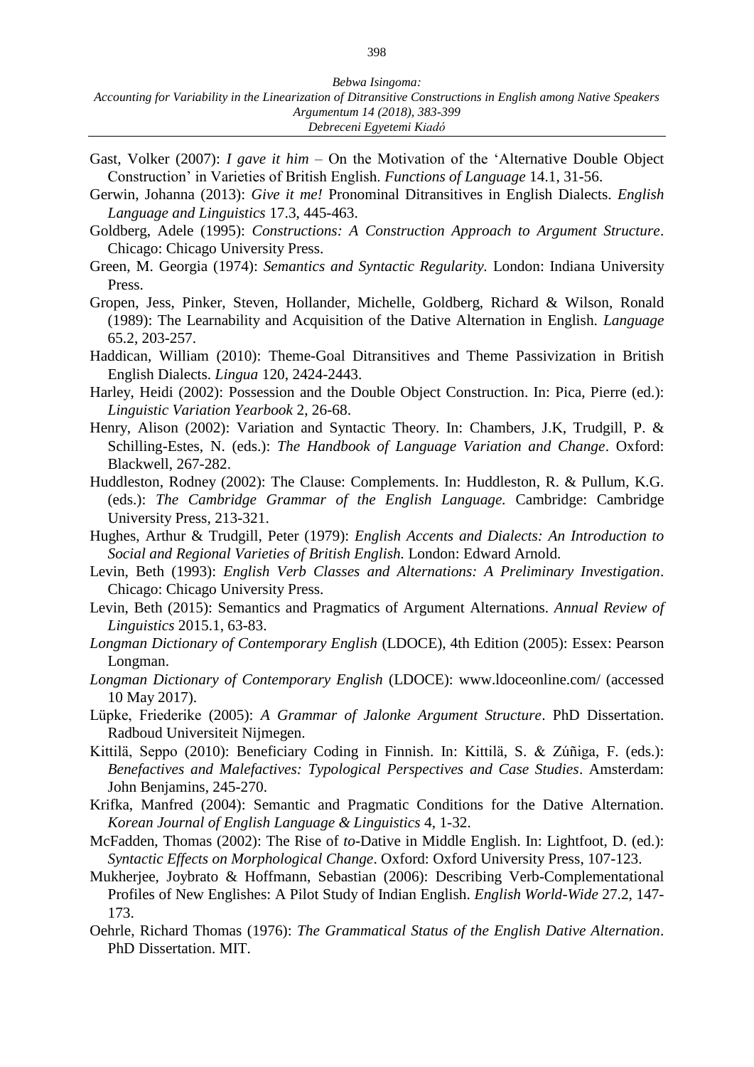Gast, Volker (2007): *I gave it him* – On the Motivation of the 'Alternative Double Object Construction' in Varieties of British English. *Functions of Language* 14.1, 31-56.

Gerwin, Johanna (2013): *Give it me!* Pronominal Ditransitives in English Dialects. *English Language and Linguistics* 17.3, 445-463.

Goldberg, Adele (1995): *Constructions: A Construction Approach to Argument Structure*. Chicago: Chicago University Press.

Green, M. Georgia (1974): *Semantics and Syntactic Regularity*. London: Indiana University Press.

Gropen, Jess, Pinker, Steven, Hollander, Michelle, Goldberg, Richard & Wilson, Ronald (1989): The Learnability and Acquisition of the Dative Alternation in English. *Language* 65.2, 203-257.

Haddican, William (2010): Theme-Goal Ditransitives and Theme Passivization in British English Dialects. *Lingua* 120, 2424-2443.

Harley, Heidi (2002): Possession and the Double Object Construction. In: Pica, Pierre (ed.): *Linguistic Variation Yearbook* 2, 26-68.

Henry, Alison (2002): Variation and Syntactic Theory. In: Chambers, J.K, Trudgill, P. & Schilling-Estes, N. (eds.): *The Handbook of Language Variation and Change*. Oxford: Blackwell, 267-282.

Huddleston, Rodney (2002): The Clause: Complements. In: Huddleston, R. & Pullum, K.G. (eds.): *The Cambridge Grammar of the English Language.* Cambridge: Cambridge University Press, 213-321.

Hughes, Arthur & Trudgill, Peter (1979): *English Accents and Dialects: An Introduction to Social and Regional Varieties of British English.* London: Edward Arnold.

Levin, Beth (1993): *English Verb Classes and Alternations: A Preliminary Investigation*. Chicago: Chicago University Press.

Levin, Beth (2015): Semantics and Pragmatics of Argument Alternations. *Annual Review of Linguistics* 2015.1, 63-83.

*Longman Dictionary of Contemporary English* (LDOCE), 4th Edition (2005): Essex: Pearson Longman.

*Longman Dictionary of Contemporary English* (LDOCE): www.ldoceonline.com/ (accessed 10 May 2017).

Lüpke, Friederike (2005): *A Grammar of Jalonke Argument Structure*. PhD Dissertation. Radboud Universiteit Nijmegen.

Kittilä, Seppo (2010): Beneficiary Coding in Finnish. In: Kittilä, S. & Zúñiga, F. (eds.): *Benefactives and Malefactives: Typological Perspectives and Case Studies*. Amsterdam: John Benjamins, 245-270.

Krifka, Manfred (2004): Semantic and Pragmatic Conditions for the Dative Alternation. *Korean Journal of English Language & Linguistics* 4, 1-32.

McFadden, Thomas (2002): The Rise of *to*-Dative in Middle English. In: Lightfoot, D. (ed.): *Syntactic Effects on Morphological Change*. Oxford: Oxford University Press, 107-123.

Mukherjee, Joybrato & Hoffmann, Sebastian (2006): Describing Verb-Complementational Profiles of New Englishes: A Pilot Study of Indian English. *English World-Wide* 27.2, 147-173.

Oehrle, Richard Thomas (1976): *The Grammatical Status of the English Dative Alternation*. PhD Dissertation. MIT.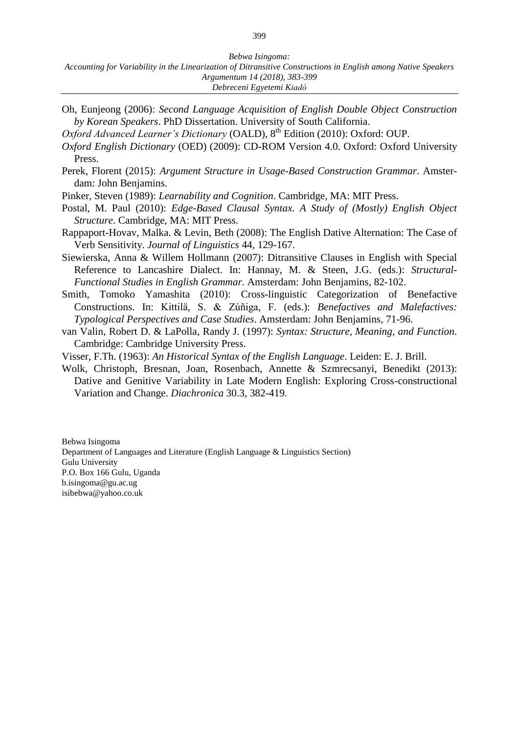Oh, Eunjeong (2006): *Second Language Acquisition of English Double Object Construction by Korean Speakers*. PhD Dissertation. University of South California.

*Oxford Advanced Learner's Dictionary* (OALD), 8th Edition (2010): Oxford: OUP.

*Oxford English Dictionary* (OED) (2009): CD-ROM Version 4.0. Oxford: Oxford University Press.

Perek, Florent (2015): *Argument Structure in Usage-Based Construction Grammar*. Amsterdam: John Benjamins.

Pinker, Steven (1989): *Learnability and Cognition*. Cambridge, MA: MIT Press.

Postal, M. Paul (2010): *Edge-Based Clausal Syntax. A Study of (Mostly) English Object Structure*. Cambridge, MA: MIT Press.

Rappaport-Hovav, Malka. & Levin, Beth (2008): The English Dative Alternation: The Case of Verb Sensitivity. *Journal of Linguistics* 44, 129-167.

Siewierska, Anna & Willem Hollmann (2007): Ditransitive Clauses in English with Special Reference to Lancashire Dialect. In: Hannay, M. & Steen, J.G. (eds.): *Structural-Functional Studies in English Grammar.* Amsterdam: John Benjamins, 82-102.

Smith, Tomoko Yamashita (2010): Cross-linguistic Categorization of Benefactive Constructions. In: Kittilä, S. & Zúñiga, F. (eds.): *Benefactives and Malefactives: Typological Perspectives and Case Studies*. Amsterdam: John Benjamins, 71-96.

van Valin, Robert D. & LaPolla, Randy J. (1997): *Syntax: Structure, Meaning, and Function*. Cambridge: Cambridge University Press.

Visser, F.Th. (1963): *An Historical Syntax of the English Language*. Leiden: E. J. Brill.

Wolk, Christoph, Bresnan, Joan, Rosenbach, Annette & Szmrecsanyi, Benedikt (2013): Dative and Genitive Variability in Late Modern English: Exploring Cross-constructional Variation and Change. *Diachronica* 30.3, 382-419.

Bebwa Isingoma
Department of Languages and Literature (English Language & Linguistics Section)
Gulu University
P.O. Box 166 Gulu, Uganda
b.isingoma@gu.ac.ug
isibebwa@yahoo.co.uk